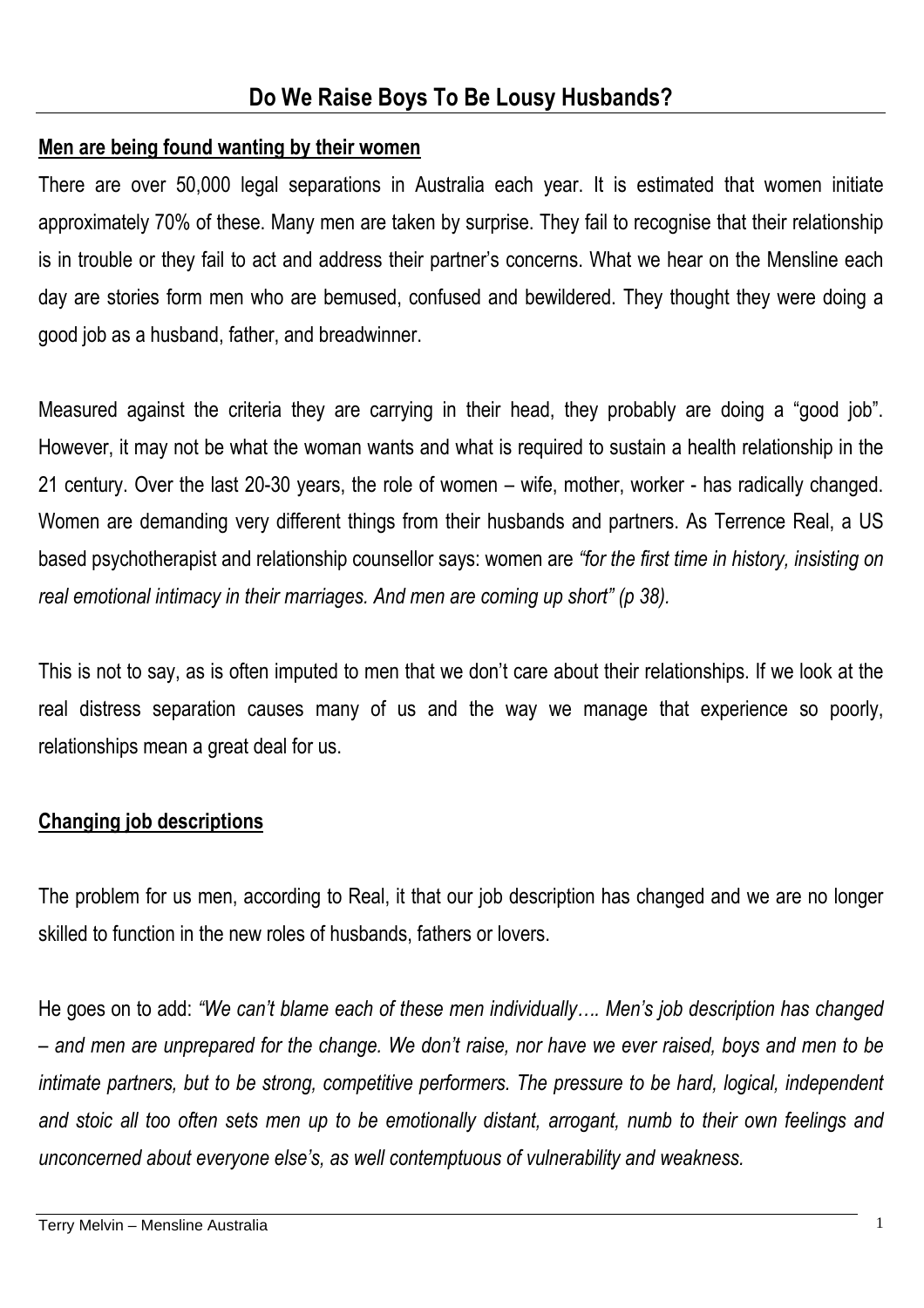# Do We Raise Boys To Be Lousy Husbands?

## Men are being found wanting by their women

There are over 50,000 legal separations in Australia each year. It is estimated that women initiate approximately 70% of these. Many men are taken by surprise. They fail to recognise that their relationship is in trouble or they fail to act and address their partner's concerns. What we hear on the Mensline each day are stories form men who are bemused, confused and bewildered. They thought they were doing a good job as a husband, father, and breadwinner.

Measured against the criteria they are carrying in their head, they probably are doing a "good job". However, it may not be what the woman wants and what is required to sustain a health relationship in the 21 century. Over the last 20-30 years, the role of women – wife, mother, worker - has radically changed. Women are demanding very different things from their husbands and partners. As Terrence Real, a US based psychotherapist and relationship counsellor says: women are *"for the first time in history, insisting on real emotional intimacy in their marriages. And men are coming up short" (p 38).*

This is not to say, as is often imputed to men that we don't care about their relationships. If we look at the real distress separation causes many of us and the way we manage that experience so poorly, relationships mean a great deal for us.

## Changing job descriptions

The problem for us men, according to Real, it that our job description has changed and we are no longer skilled to function in the new roles of husbands, fathers or lovers.

He goes on to add: *"We can't blame each of these men individually…. Men's job description has changed – and men are unprepared for the change. We don't raise, nor have we ever raised, boys and men to be intimate partners, but to be strong, competitive performers. The pressure to be hard, logical, independent and stoic all too often sets men up to be emotionally distant, arrogant, numb to their own feelings and unconcerned about everyone else's, as well contemptuous of vulnerability and weakness.*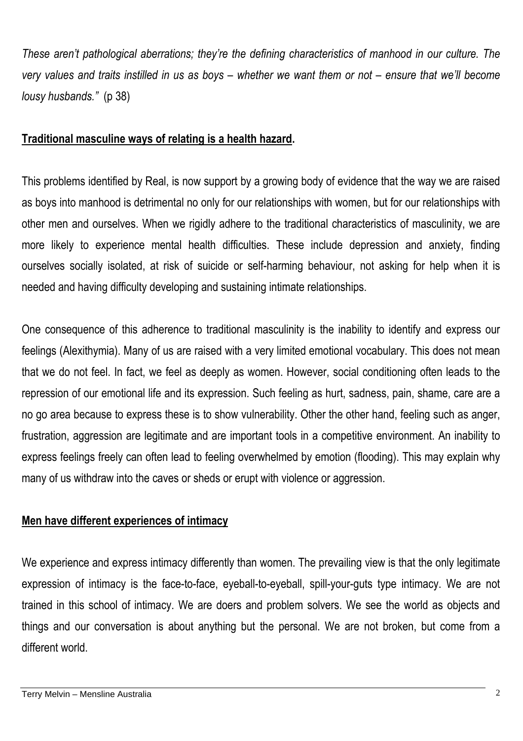*These aren't pathological aberrations; they're the defining characteristics of manhood in our culture. The very values and traits instilled in us as boys – whether we want them or not – ensure that we'll become lousy husbands."* (p 38)

**<u>Traditional masculine ways of relating is a health hazard</u>.**

This problems identified by Real, is now support by a growing body of evidence that the way we are raised as boys into manhood is detrimental no only for our relationships with women, but for our relationships with other men and ourselves. When we rigidly adhere to the traditional characteristics of masculinity, we are more likely to experience mental health difficulties. These include depression and anxiety, finding ourselves socially isolated, at risk of suicide or self-harming behaviour, not asking for help when it is needed and having difficulty developing and sustaining intimate relationships.

One consequence of this adherence to traditional masculinity is the inability to identify and express our feelings (Alexithymia). Many of us are raised with a very limited emotional vocabulary. This does not mean that we do not feel. In fact, we feel as deeply as women. However, social conditioning often leads to the repression of our emotional life and its expression. Such feeling as hurt, sadness, pain, shame, care are a no go area because to express these is to show vulnerability. Other the other hand, feeling such as anger, frustration, aggression are legitimate and are important tools in a competitive environment. An inability to express feelings freely can often lead to feeling overwhelmed by emotion (flooding). This may explain why many of us withdraw into the caves or sheds or erupt with violence or aggression.

**<u>Men have different experiences of intimacy</u>**

We experience and express intimacy differently than women. The prevailing view is that the only legitimate expression of intimacy is the face-to-face, eyeball-to-eyeball, spill-your-guts type intimacy. We are not trained in this school of intimacy. We are doers and problem solvers. We see the world as objects and things and our conversation is about anything but the personal. We are not broken, but come from a different world.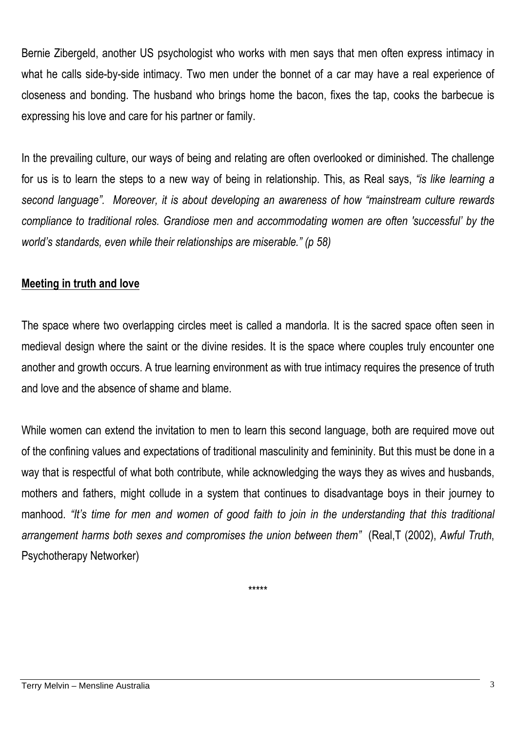Bernie Zibergeld, another US psychologist who works with men says that men often express intimacy in what he calls side-by-side intimacy. Two men under the bonnet of a car may have a real experience of closeness and bonding. The husband who brings home the bacon, fixes the tap, cooks the barbecue is expressing his love and care for his partner or family.

In the prevailing culture, our ways of being and relating are often overlooked or diminished. The challenge for us is to learn the steps to a new way of being in relationship. This, as Real says, *"is like learning a second language". Moreover, it is about developing an awareness of how "mainstream culture rewards compliance to traditional roles. Grandiose men and accommodating women are often 'successful' by the world's standards, even while their relationships are miserable." (p 58)*

## Meeting in truth and love

The space where two overlapping circles meet is called a mandorla. It is the sacred space often seen in medieval design where the saint or the divine resides. It is the space where couples truly encounter one another and growth occurs. A true learning environment as with true intimacy requires the presence of truth and love and the absence of shame and blame.

While women can extend the invitation to men to learn this second language, both are required move out of the confining values and expectations of traditional masculinity and femininity. But this must be done in a way that is respectful of what both contribute, while acknowledging the ways they as wives and husbands, mothers and fathers, might collude in a system that continues to disadvantage boys in their journey to manhood. *"It's time for men and women of good faith to join in the understanding that this traditional arrangement harms both sexes and compromises the union between them"* (Real,T (2002), *Awful Truth*, Psychotherapy Networker)

*****